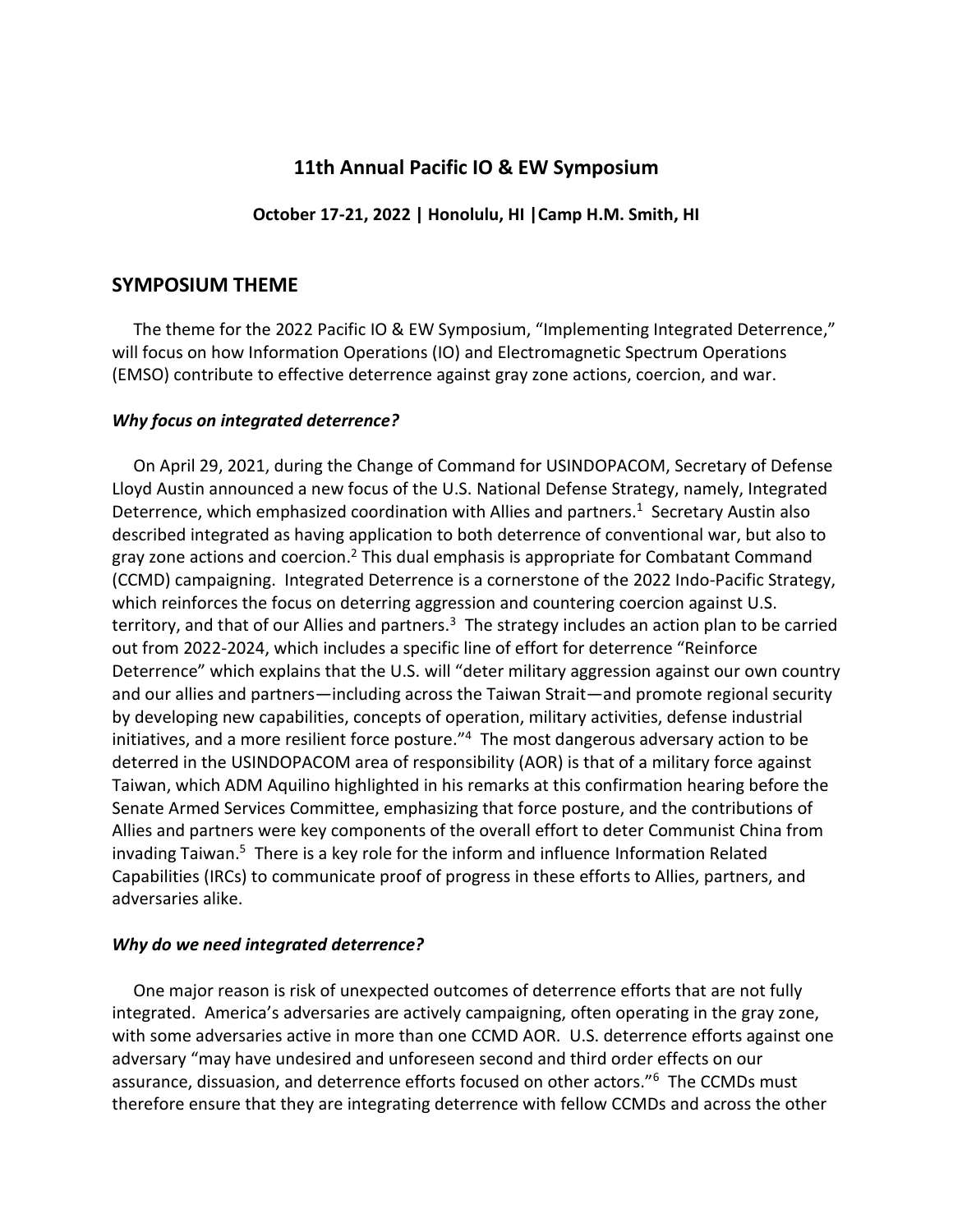# 11th Annual Pacific IO & EW Symposium

**October 17-21, 2022 | Honolulu, HI |Camp H.M. Smith, HI**

## SYMPOSIUM THEME

The theme for the 2022 Pacific IO & EW Symposium, "Implementing Integrated Deterrence," will focus on how Information Operations (IO) and Electromagnetic Spectrum Operations (EMSO) contribute to effective deterrence against gray zone actions, coercion, and war.

### *Why focus on integrated deterrence?*

On April 29, 2021, during the Change of Command for USINDOPACOM, Secretary of Defense Lloyd Austin announced a new focus of the U.S. National Defense Strategy, namely, Integrated Deterrence, which emphasized coordination with Allies and partners.[1] Secretary Austin also described integrated as having application to both deterrence of conventional war, but also to gray zone actions and coercion.[2] This dual emphasis is appropriate for Combatant Command (CCMD) campaigning. Integrated Deterrence is a cornerstone of the 2022 Indo-Pacific Strategy, which reinforces the focus on deterring aggression and countering coercion against U.S. territory, and that of our Allies and partners.[3] The strategy includes an action plan to be carried out from 2022-2024, which includes a specific line of effort for deterrence "Reinforce Deterrence" which explains that the U.S. will "deter military aggression against our own country and our allies and partners—including across the Taiwan Strait—and promote regional security by developing new capabilities, concepts of operation, military activities, defense industrial initiatives, and a more resilient force posture."[4] The most dangerous adversary action to be deterred in the USINDOPACOM area of responsibility (AOR) is that of a military force against Taiwan, which ADM Aquilino highlighted in his remarks at this confirmation hearing before the Senate Armed Services Committee, emphasizing that force posture, and the contributions of Allies and partners were key components of the overall effort to deter Communist China from invading Taiwan.[5] There is a key role for the inform and influence Information Related Capabilities (IRCs) to communicate proof of progress in these efforts to Allies, partners, and adversaries alike.

### *Why do we need integrated deterrence?*

One major reason is risk of unexpected outcomes of deterrence efforts that are not fully integrated. America's adversaries are actively campaigning, often operating in the gray zone, with some adversaries active in more than one CCMD AOR. U.S. deterrence efforts against one adversary "may have undesired and unforeseen second and third order effects on our assurance, dissuasion, and deterrence efforts focused on other actors."[6] The CCMDs must therefore ensure that they are integrating deterrence with fellow CCMDs and across the other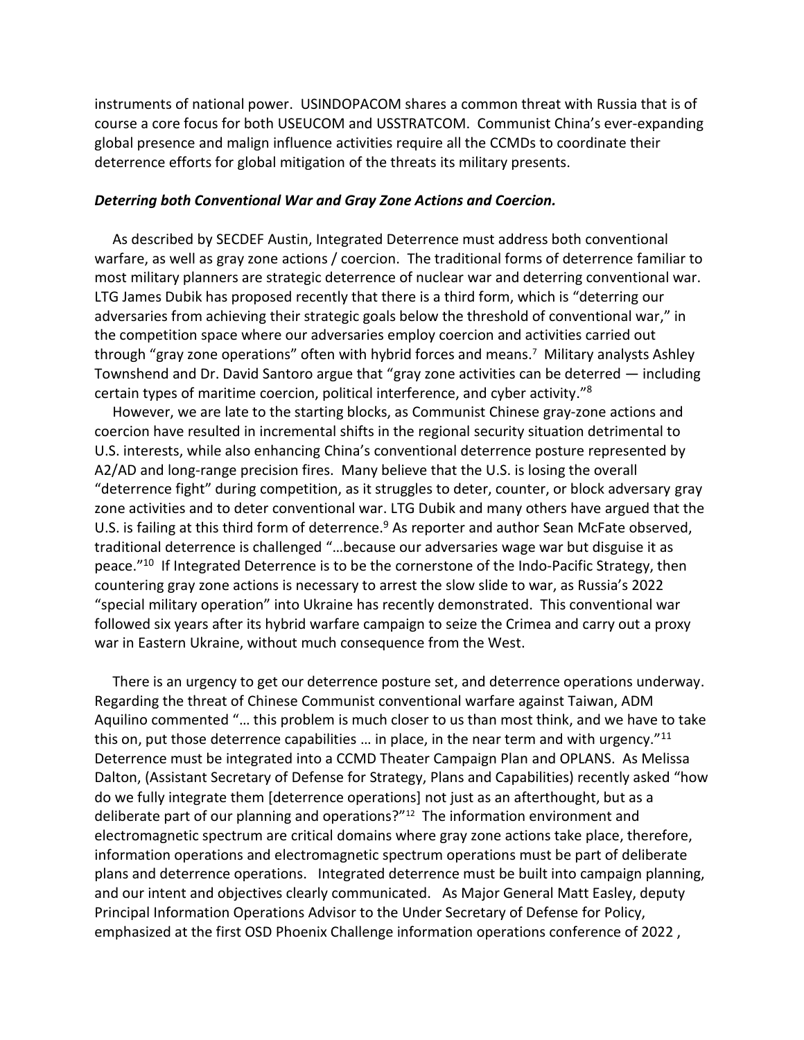instruments of national power. USINDOPACOM shares a common threat with Russia that is of course a core focus for both USEUCOM and USSTRATCOM. Communist China's ever-expanding global presence and malign influence activities require all the CCMDs to coordinate their deterrence efforts for global mitigation of the threats its military presents.

***Deterring both Conventional War and Gray Zone Actions and Coercion.***

As described by SECDEF Austin, Integrated Deterrence must address both conventional warfare, as well as gray zone actions / coercion. The traditional forms of deterrence familiar to most military planners are strategic deterrence of nuclear war and deterring conventional war. LTG James Dubik has proposed recently that there is a third form, which is "deterring our adversaries from achieving their strategic goals below the threshold of conventional war," in the competition space where our adversaries employ coercion and activities carried out through "gray zone operations" often with hybrid forces and means.[7] Military analysts Ashley Townshend and Dr. David Santoro argue that "gray zone activities can be deterred — including certain types of maritime coercion, political interference, and cyber activity."[8]

However, we are late to the starting blocks, as Communist Chinese gray-zone actions and coercion have resulted in incremental shifts in the regional security situation detrimental to U.S. interests, while also enhancing China's conventional deterrence posture represented by A2/AD and long-range precision fires. Many believe that the U.S. is losing the overall "deterrence fight" during competition, as it struggles to deter, counter, or block adversary gray zone activities and to deter conventional war. LTG Dubik and many others have argued that the U.S. is failing at this third form of deterrence.[9] As reporter and author Sean McFate observed, traditional deterrence is challenged "…because our adversaries wage war but disguise it as peace."[10] If Integrated Deterrence is to be the cornerstone of the Indo-Pacific Strategy, then countering gray zone actions is necessary to arrest the slow slide to war, as Russia's 2022 "special military operation" into Ukraine has recently demonstrated. This conventional war followed six years after its hybrid warfare campaign to seize the Crimea and carry out a proxy war in Eastern Ukraine, without much consequence from the West.

There is an urgency to get our deterrence posture set, and deterrence operations underway. Regarding the threat of Chinese Communist conventional warfare against Taiwan, ADM Aquilino commented "… this problem is much closer to us than most think, and we have to take this on, put those deterrence capabilities … in place, in the near term and with urgency."[11] Deterrence must be integrated into a CCMD Theater Campaign Plan and OPLANS. As Melissa Dalton, (Assistant Secretary of Defense for Strategy, Plans and Capabilities) recently asked "how do we fully integrate them [deterrence operations] not just as an afterthought, but as a deliberate part of our planning and operations?"[12] The information environment and electromagnetic spectrum are critical domains where gray zone actions take place, therefore, information operations and electromagnetic spectrum operations must be part of deliberate plans and deterrence operations. Integrated deterrence must be built into campaign planning, and our intent and objectives clearly communicated. As Major General Matt Easley, deputy Principal Information Operations Advisor to the Under Secretary of Defense for Policy, emphasized at the first OSD Phoenix Challenge information operations conference of 2022 ,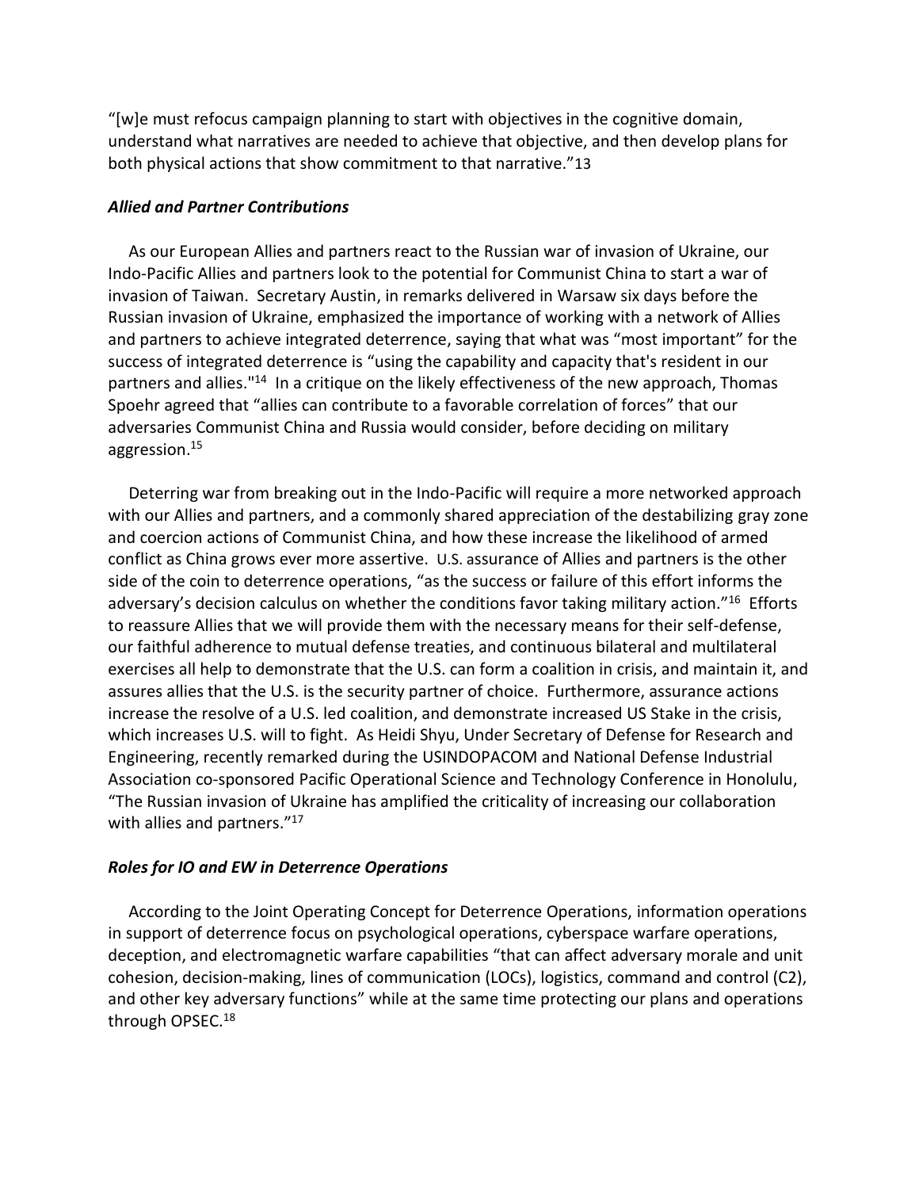"[w]e must refocus campaign planning to start with objectives in the cognitive domain, understand what narratives are needed to achieve that objective, and then develop plans for both physical actions that show commitment to that narrative."13

### *Allied and Partner Contributions*

As our European Allies and partners react to the Russian war of invasion of Ukraine, our Indo-Pacific Allies and partners look to the potential for Communist China to start a war of invasion of Taiwan. Secretary Austin, in remarks delivered in Warsaw six days before the Russian invasion of Ukraine, emphasized the importance of working with a network of Allies and partners to achieve integrated deterrence, saying that what was "most important" for the success of integrated deterrence is "using the capability and capacity that's resident in our partners and allies."[14] In a critique on the likely effectiveness of the new approach, Thomas Spoehr agreed that "allies can contribute to a favorable correlation of forces" that our adversaries Communist China and Russia would consider, before deciding on military aggression.[15]

Deterring war from breaking out in the Indo-Pacific will require a more networked approach with our Allies and partners, and a commonly shared appreciation of the destabilizing gray zone and coercion actions of Communist China, and how these increase the likelihood of armed conflict as China grows ever more assertive. U.S. assurance of Allies and partners is the other side of the coin to deterrence operations, "as the success or failure of this effort informs the adversary's decision calculus on whether the conditions favor taking military action."[16] Efforts to reassure Allies that we will provide them with the necessary means for their self-defense, our faithful adherence to mutual defense treaties, and continuous bilateral and multilateral exercises all help to demonstrate that the U.S. can form a coalition in crisis, and maintain it, and assures allies that the U.S. is the security partner of choice. Furthermore, assurance actions increase the resolve of a U.S. led coalition, and demonstrate increased US Stake in the crisis, which increases U.S. will to fight. As Heidi Shyu, Under Secretary of Defense for Research and Engineering, recently remarked during the USINDOPACOM and National Defense Industrial Association co-sponsored Pacific Operational Science and Technology Conference in Honolulu, "The Russian invasion of Ukraine has amplified the criticality of increasing our collaboration with allies and partners."[17]

### *Roles for IO and EW in Deterrence Operations*

According to the Joint Operating Concept for Deterrence Operations, information operations in support of deterrence focus on psychological operations, cyberspace warfare operations, deception, and electromagnetic warfare capabilities "that can affect adversary morale and unit cohesion, decision-making, lines of communication (LOCs), logistics, command and control (C2), and other key adversary functions" while at the same time protecting our plans and operations through OPSEC.[18]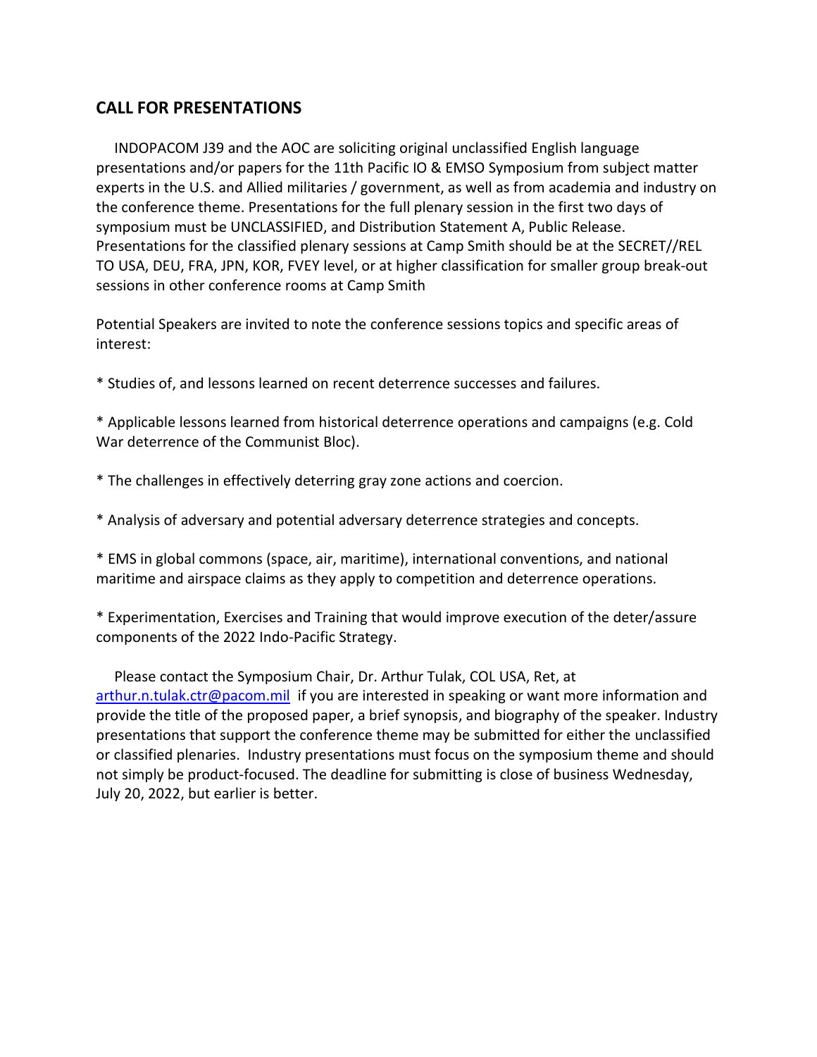## CALL FOR PRESENTATIONS

INDOPACOM J39 and the AOC are soliciting original unclassified English language presentations and/or papers for the 11th Pacific IO & EMSO Symposium from subject matter experts in the U.S. and Allied militaries / government, as well as from academia and industry on the conference theme. Presentations for the full plenary session in the first two days of symposium must be UNCLASSIFIED, and Distribution Statement A, Public Release. Presentations for the classified plenary sessions at Camp Smith should be at the SECRET//REL TO USA, DEU, FRA, JPN, KOR, FVEY level, or at higher classification for smaller group break-out sessions in other conference rooms at Camp Smith

Potential Speakers are invited to note the conference sessions topics and specific areas of interest:

* Studies of, and lessons learned on recent deterrence successes and failures.

* Applicable lessons learned from historical deterrence operations and campaigns (e.g. Cold War deterrence of the Communist Bloc).

* The challenges in effectively deterring gray zone actions and coercion.

* Analysis of adversary and potential adversary deterrence strategies and concepts.

* EMS in global commons (space, air, maritime), international conventions, and national maritime and airspace claims as they apply to competition and deterrence operations.

* Experimentation, Exercises and Training that would improve execution of the deter/assure components of the 2022 Indo-Pacific Strategy.

Please contact the Symposium Chair, Dr. Arthur Tulak, COL USA, Ret, at arthur.n.tulak.ctr@pacom.mil if you are interested in speaking or want more information and provide the title of the proposed paper, a brief synopsis, and biography of the speaker. Industry presentations that support the conference theme may be submitted for either the unclassified or classified plenaries. Industry presentations must focus on the symposium theme and should not simply be product-focused. The deadline for submitting is close of business Wednesday, July 20, 2022, but earlier is better.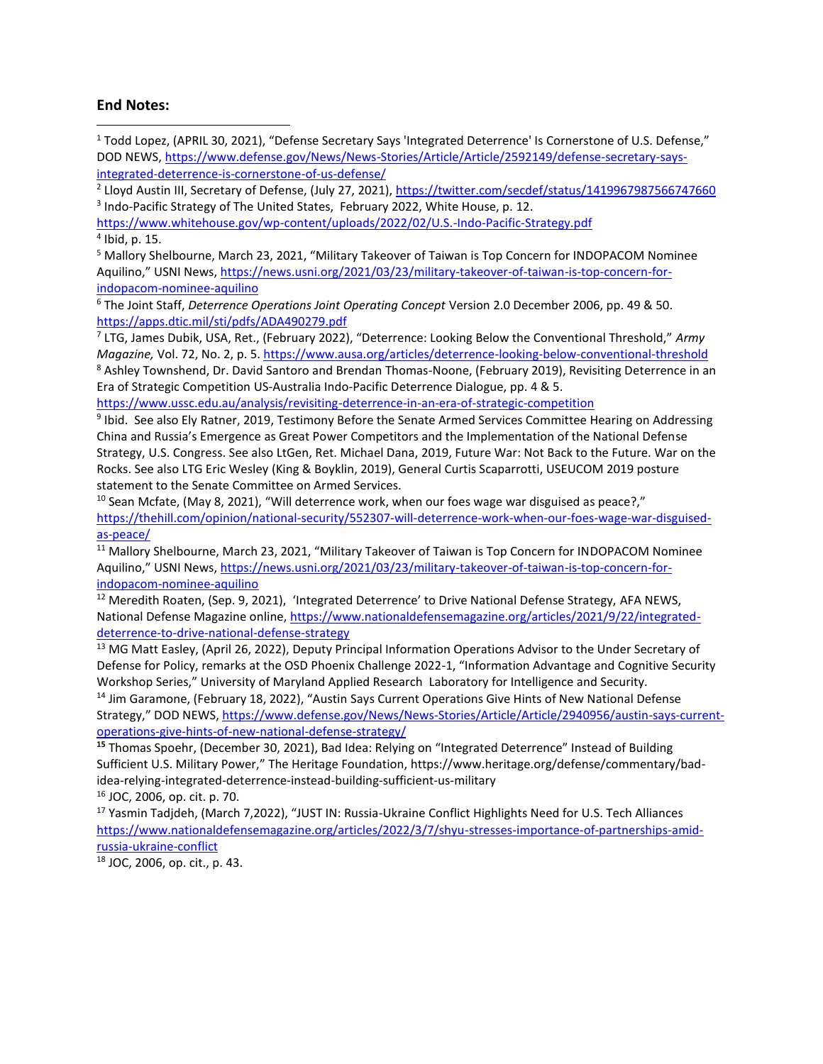**End Notes:**

[1] Todd Lopez, (APRIL 30, 2021), "Defense Secretary Says 'Integrated Deterrence' Is Cornerstone of U.S. Defense," DOD NEWS, https://www.defense.gov/News/News-Stories/Article/Article/2592149/defense-secretary-says-integrated-deterrence-is-cornerstone-of-us-defense/

[2] Lloyd Austin III, Secretary of Defense, (July 27, 2021), https://twitter.com/secdef/status/1419967987566747660

[3] Indo-Pacific Strategy of The United States, February 2022, White House, p. 12. https://www.whitehouse.gov/wp-content/uploads/2022/02/U.S.-Indo-Pacific-Strategy.pdf

[4] Ibid, p. 15.

[5] Mallory Shelbourne, March 23, 2021, "Military Takeover of Taiwan is Top Concern for INDOPACOM Nominee Aquilino," USNI News, https://news.usni.org/2021/03/23/military-takeover-of-taiwan-is-top-concern-for-indopacom-nominee-aquilino

[6] The Joint Staff, *Deterrence Operations Joint Operating Concept* Version 2.0 December 2006, pp. 49 & 50. https://apps.dtic.mil/sti/pdfs/ADA490279.pdf

[7] LTG, James Dubik, USA, Ret., (February 2022), "Deterrence: Looking Below the Conventional Threshold," *Army Magazine,* Vol. 72, No. 2, p. 5. https://www.ausa.org/articles/deterrence-looking-below-conventional-threshold

[8] Ashley Townshend, Dr. David Santoro and Brendan Thomas-Noone, (February 2019), Revisiting Deterrence in an Era of Strategic Competition US-Australia Indo-Pacific Deterrence Dialogue, pp. 4 & 5. https://www.ussc.edu.au/analysis/revisiting-deterrence-in-an-era-of-strategic-competition

[9] Ibid. See also Ely Ratner, 2019, Testimony Before the Senate Armed Services Committee Hearing on Addressing China and Russia's Emergence as Great Power Competitors and the Implementation of the National Defense Strategy, U.S. Congress. See also LtGen, Ret. Michael Dana, 2019, Future War: Not Back to the Future. War on the Rocks. See also LTG Eric Wesley (King & Boyklin, 2019), General Curtis Scaparrotti, USEUCOM 2019 posture statement to the Senate Committee on Armed Services.

[10] Sean Mcfate, (May 8, 2021), "Will deterrence work, when our foes wage war disguised as peace?," https://thehill.com/opinion/national-security/552307-will-deterrence-work-when-our-foes-wage-war-disguised-as-peace/

[11] Mallory Shelbourne, March 23, 2021, "Military Takeover of Taiwan is Top Concern for INDOPACOM Nominee Aquilino," USNI News, https://news.usni.org/2021/03/23/military-takeover-of-taiwan-is-top-concern-for-indopacom-nominee-aquilino

[12] Meredith Roaten, (Sep. 9, 2021), 'Integrated Deterrence' to Drive National Defense Strategy, AFA NEWS, National Defense Magazine online, https://www.nationaldefensemagazine.org/articles/2021/9/22/integrated-deterrence-to-drive-national-defense-strategy

[13] MG Matt Easley, (April 26, 2022), Deputy Principal Information Operations Advisor to the Under Secretary of Defense for Policy, remarks at the OSD Phoenix Challenge 2022-1, "Information Advantage and Cognitive Security Workshop Series," University of Maryland Applied Research Laboratory for Intelligence and Security.

[14] Jim Garamone, (February 18, 2022), "Austin Says Current Operations Give Hints of New National Defense Strategy," DOD NEWS, https://www.defense.gov/News/News-Stories/Article/Article/2940956/austin-says-current-operations-give-hints-of-new-national-defense-strategy/

**[15]** Thomas Spoehr, (December 30, 2021), Bad Idea: Relying on "Integrated Deterrence" Instead of Building Sufficient U.S. Military Power," The Heritage Foundation, https://www.heritage.org/defense/commentary/bad-idea-relying-integrated-deterrence-instead-building-sufficient-us-military

[16] JOC, 2006, op. cit. p. 70.

[17] Yasmin Tadjdeh, (March 7,2022), "JUST IN: Russia-Ukraine Conflict Highlights Need for U.S. Tech Alliances https://www.nationaldefensemagazine.org/articles/2022/3/7/shyu-stresses-importance-of-partnerships-amid-russia-ukraine-conflict

[18] JOC, 2006, op. cit., p. 43.